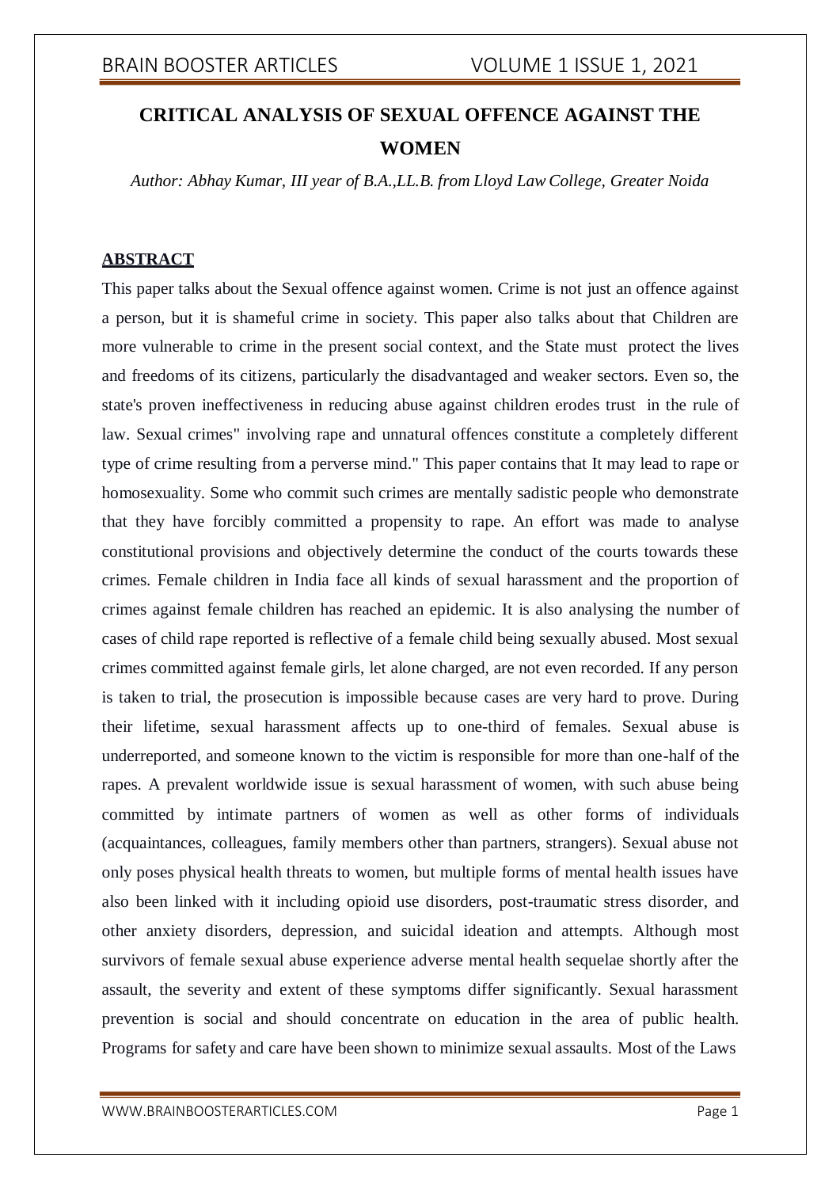# CRITICAL ANALYSIS OF SEXUAL OFFENCE AGAINST THE WOMEN

*Author: Abhay Kumar, III year of B.A.,LL.B. from Lloyd Law College, Greater Noida*

## ABSTRACT

This paper talks about the Sexual offence against women. Crime is not just an offence against a person, but it is shameful crime in society. This paper also talks about that Children are more vulnerable to crime in the present social context, and the State must protect the lives and freedoms of its citizens, particularly the disadvantaged and weaker sectors. Even so, the state's proven ineffectiveness in reducing abuse against children erodes trust in the rule of law. Sexual crimes" involving rape and unnatural offences constitute a completely different type of crime resulting from a perverse mind." This paper contains that It may lead to rape or homosexuality. Some who commit such crimes are mentally sadistic people who demonstrate that they have forcibly committed a propensity to rape. An effort was made to analyse constitutional provisions and objectively determine the conduct of the courts towards these crimes. Female children in India face all kinds of sexual harassment and the proportion of crimes against female children has reached an epidemic. It is also analysing the number of cases of child rape reported is reflective of a female child being sexually abused. Most sexual crimes committed against female girls, let alone charged, are not even recorded. If any person is taken to trial, the prosecution is impossible because cases are very hard to prove. During their lifetime, sexual harassment affects up to one-third of females. Sexual abuse is underreported, and someone known to the victim is responsible for more than one-half of the rapes. A prevalent worldwide issue is sexual harassment of women, with such abuse being committed by intimate partners of women as well as other forms of individuals (acquaintances, colleagues, family members other than partners, strangers). Sexual abuse not only poses physical health threats to women, but multiple forms of mental health issues have also been linked with it including opioid use disorders, post-traumatic stress disorder, and other anxiety disorders, depression, and suicidal ideation and attempts. Although most survivors of female sexual abuse experience adverse mental health sequelae shortly after the assault, the severity and extent of these symptoms differ significantly. Sexual harassment prevention is social and should concentrate on education in the area of public health. Programs for safety and care have been shown to minimize sexual assaults. Most of the Laws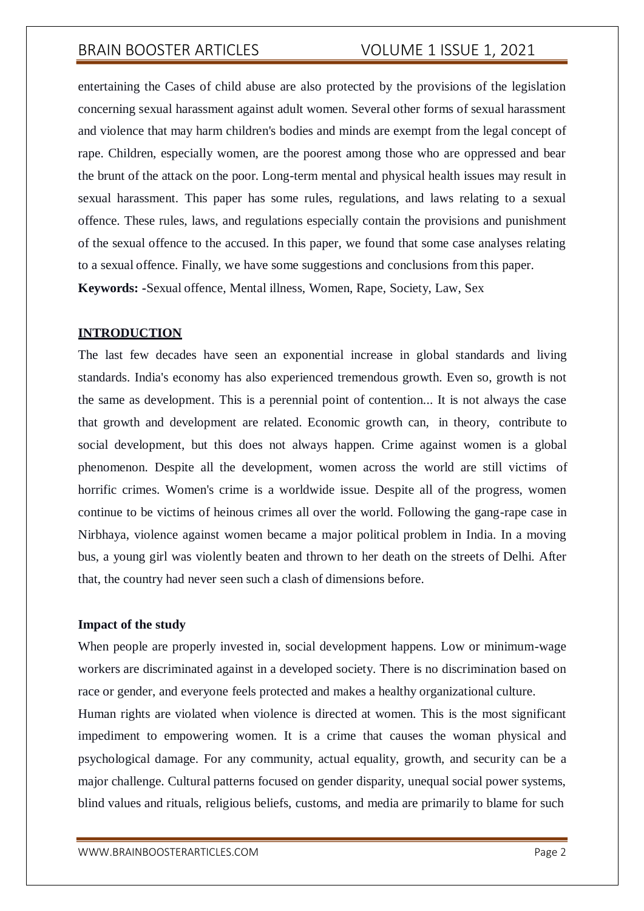entertaining the Cases of child abuse are also protected by the provisions of the legislation concerning sexual harassment against adult women. Several other forms of sexual harassment and violence that may harm children's bodies and minds are exempt from the legal concept of rape. Children, especially women, are the poorest among those who are oppressed and bear the brunt of the attack on the poor. Long-term mental and physical health issues may result in sexual harassment. This paper has some rules, regulations, and laws relating to a sexual offence. These rules, laws, and regulations especially contain the provisions and punishment of the sexual offence to the accused. In this paper, we found that some case analyses relating to a sexual offence. Finally, we have some suggestions and conclusions from this paper.

**Keywords: -**Sexual offence, Mental illness, Women, Rape, Society, Law, Sex

## INTRODUCTION

The last few decades have seen an exponential increase in global standards and living standards. India's economy has also experienced tremendous growth. Even so, growth is not the same as development. This is a perennial point of contention... It is not always the case that growth and development are related. Economic growth can, in theory, contribute to social development, but this does not always happen. Crime against women is a global phenomenon. Despite all the development, women across the world are still victims of horrific crimes. Women's crime is a worldwide issue. Despite all of the progress, women continue to be victims of heinous crimes all over the world. Following the gang-rape case in Nirbhaya, violence against women became a major political problem in India. In a moving bus, a young girl was violently beaten and thrown to her death on the streets of Delhi. After that, the country had never seen such a clash of dimensions before.

### Impact of the study

When people are properly invested in, social development happens. Low or minimum-wage workers are discriminated against in a developed society. There is no discrimination based on race or gender, and everyone feels protected and makes a healthy organizational culture.

Human rights are violated when violence is directed at women. This is the most significant impediment to empowering women. It is a crime that causes the woman physical and psychological damage. For any community, actual equality, growth, and security can be a major challenge. Cultural patterns focused on gender disparity, unequal social power systems, blind values and rituals, religious beliefs, customs, and media are primarily to blame for such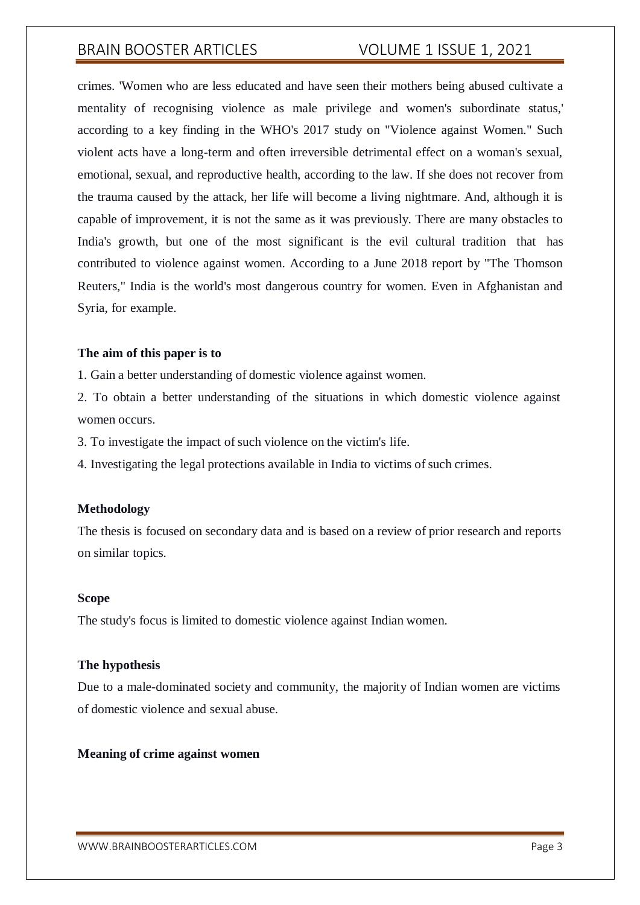crimes. 'Women who are less educated and have seen their mothers being abused cultivate a mentality of recognising violence as male privilege and women's subordinate status,' according to a key finding in the WHO's 2017 study on "Violence against Women." Such violent acts have a long-term and often irreversible detrimental effect on a woman's sexual, emotional, sexual, and reproductive health, according to the law. If she does not recover from the trauma caused by the attack, her life will become a living nightmare. And, although it is capable of improvement, it is not the same as it was previously. There are many obstacles to India's growth, but one of the most significant is the evil cultural tradition that has contributed to violence against women. According to a June 2018 report by "The Thomson Reuters," India is the world's most dangerous country for women. Even in Afghanistan and Syria, for example.

**The aim of this paper is to**

1. Gain a better understanding of domestic violence against women.
2. To obtain a better understanding of the situations in which domestic violence against women occurs.
3. To investigate the impact of such violence on the victim's life.
4. Investigating the legal protections available in India to victims of such crimes.

**Methodology**

The thesis is focused on secondary data and is based on a review of prior research and reports on similar topics.

**Scope**

The study's focus is limited to domestic violence against Indian women.

**The hypothesis**

Due to a male-dominated society and community, the majority of Indian women are victims of domestic violence and sexual abuse.

**Meaning of crime against women**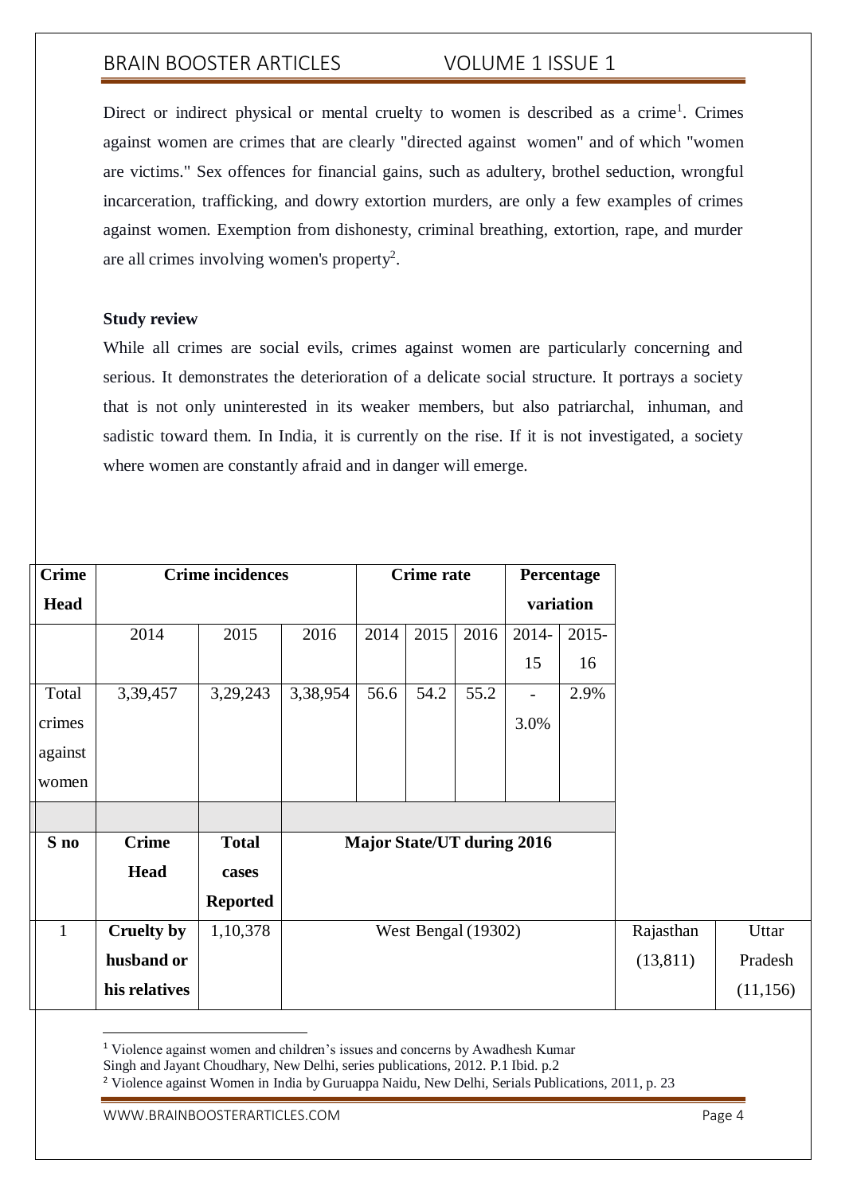Direct or indirect physical or mental cruelty to women is described as a crime[1]. Crimes against women are crimes that are clearly "directed against women" and of which "women are victims." Sex offences for financial gains, such as adultery, brothel seduction, wrongful incarceration, trafficking, and dowry extortion murders, are only a few examples of crimes against women. Exemption from dishonesty, criminal breathing, extortion, rape, and murder are all crimes involving women's property[2].

**Study review**

While all crimes are social evils, crimes against women are particularly concerning and serious. It demonstrates the deterioration of a delicate social structure. It portrays a society that is not only uninterested in its weaker members, but also patriarchal, inhuman, and sadistic toward them. In India, it is currently on the rise. If it is not investigated, a society where women are constantly afraid and in danger will emerge.

| **Crime Head** | **Crime incidences** | | | **Crime rate** | | | **Percentage variation** | | | |
|---|---|---|---|---|---|---|---|---|---|---|
| | 2014 | 2015 | 2016 | 2014 | 2015 | 2016 | 2014-15 | 2015-16 | | |
| Total crimes against women | 3,39,457 | 3,29,243 | 3,38,954 | 56.6 | 54.2 | 55.2 | -3.0% | 2.9% | | |
| | | | | | | | | | | |
| **S no** | **Crime Head** | **Total cases Reported** | **Major State/UT during 2016** | | | | | | | |
| 1 | **Cruelty by husband or his relatives** | 1,10,378 | West Bengal (19302) | | | | | | Rajasthan (13,811) | Uttar Pradesh (11,156) |

---

[1] Violence against women and children's issues and concerns by Awadhesh Kumar Singh and Jayant Choudhary, New Delhi, series publications, 2012. P.1 Ibid. p.2

[2] Violence against Women in India by Guruappa Naidu, New Delhi, Serials Publications, 2011, p. 23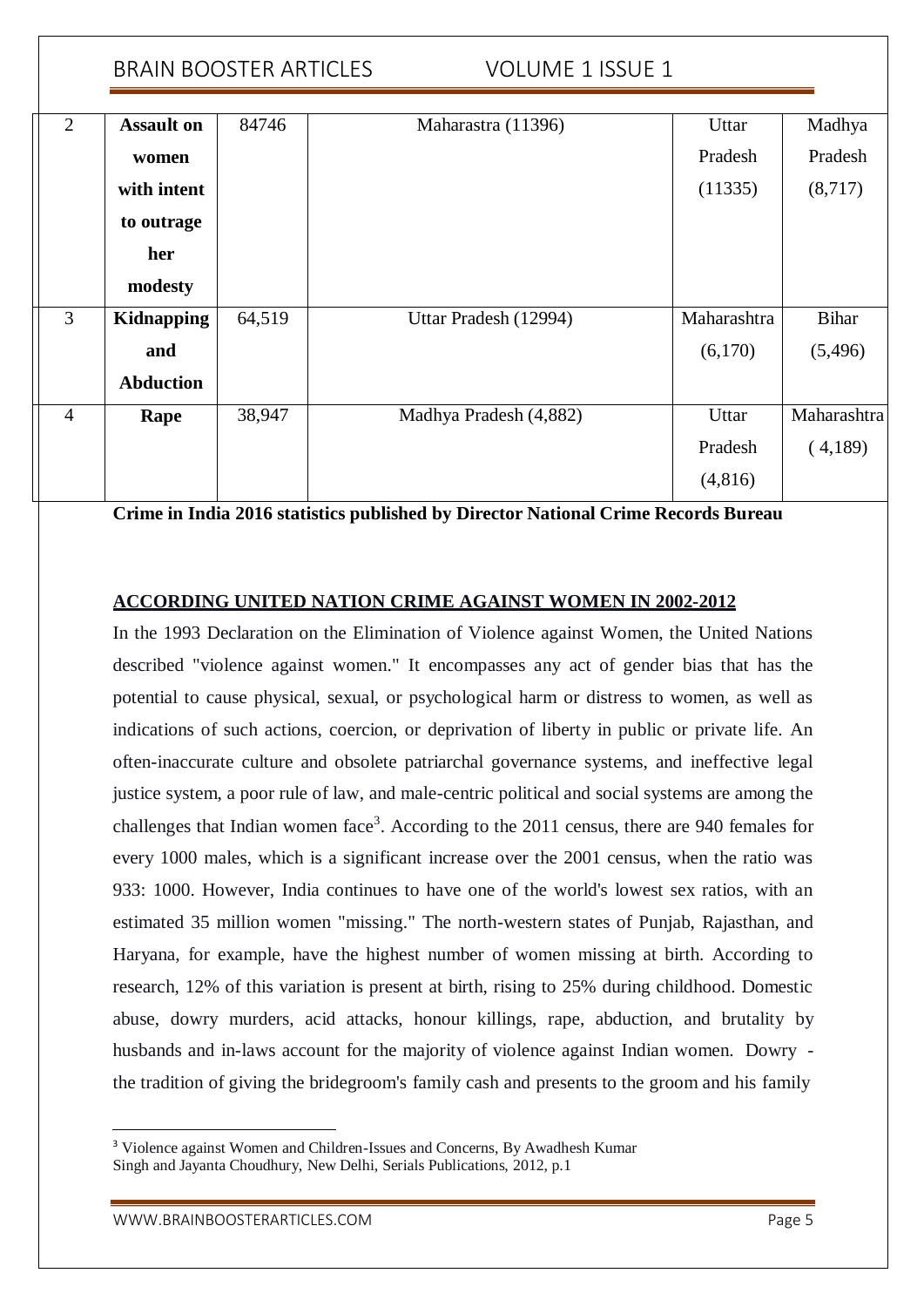| | | | | | |
|---|---|---|---|---|---|
| 2 | **Assault on women with intent to outrage her modesty** | 84746 | Maharastra (11396) | Uttar Pradesh (11335) | Madhya Pradesh (8,717) |
| 3 | **Kidnapping and Abduction** | 64,519 | Uttar Pradesh (12994) | Maharashtra (6,170) | Bihar (5,496) |
| 4 | **Rape** | 38,947 | Madhya Pradesh (4,882) | Uttar Pradesh (4,816) | Maharashtra ( 4,189) |

**Crime in India 2016 statistics published by Director National Crime Records Bureau**

## ACCORDING UNITED NATION CRIME AGAINST WOMEN IN 2002-2012

In the 1993 Declaration on the Elimination of Violence against Women, the United Nations described "violence against women." It encompasses any act of gender bias that has the potential to cause physical, sexual, or psychological harm or distress to women, as well as indications of such actions, coercion, or deprivation of liberty in public or private life. An often-inaccurate culture and obsolete patriarchal governance systems, and ineffective legal justice system, a poor rule of law, and male-centric political and social systems are among the challenges that Indian women face[3]. According to the 2011 census, there are 940 females for every 1000 males, which is a significant increase over the 2001 census, when the ratio was 933: 1000. However, India continues to have one of the world's lowest sex ratios, with an estimated 35 million women "missing." The north-western states of Punjab, Rajasthan, and Haryana, for example, have the highest number of women missing at birth. According to research, 12% of this variation is present at birth, rising to 25% during childhood. Domestic abuse, dowry murders, acid attacks, honour killings, rape, abduction, and brutality by husbands and in-laws account for the majority of violence against Indian women. Dowry - the tradition of giving the bridegroom's family cash and presents to the groom and his family

[3] Violence against Women and Children-Issues and Concerns, By Awadhesh Kumar Singh and Jayanta Choudhury, New Delhi, Serials Publications, 2012, p.1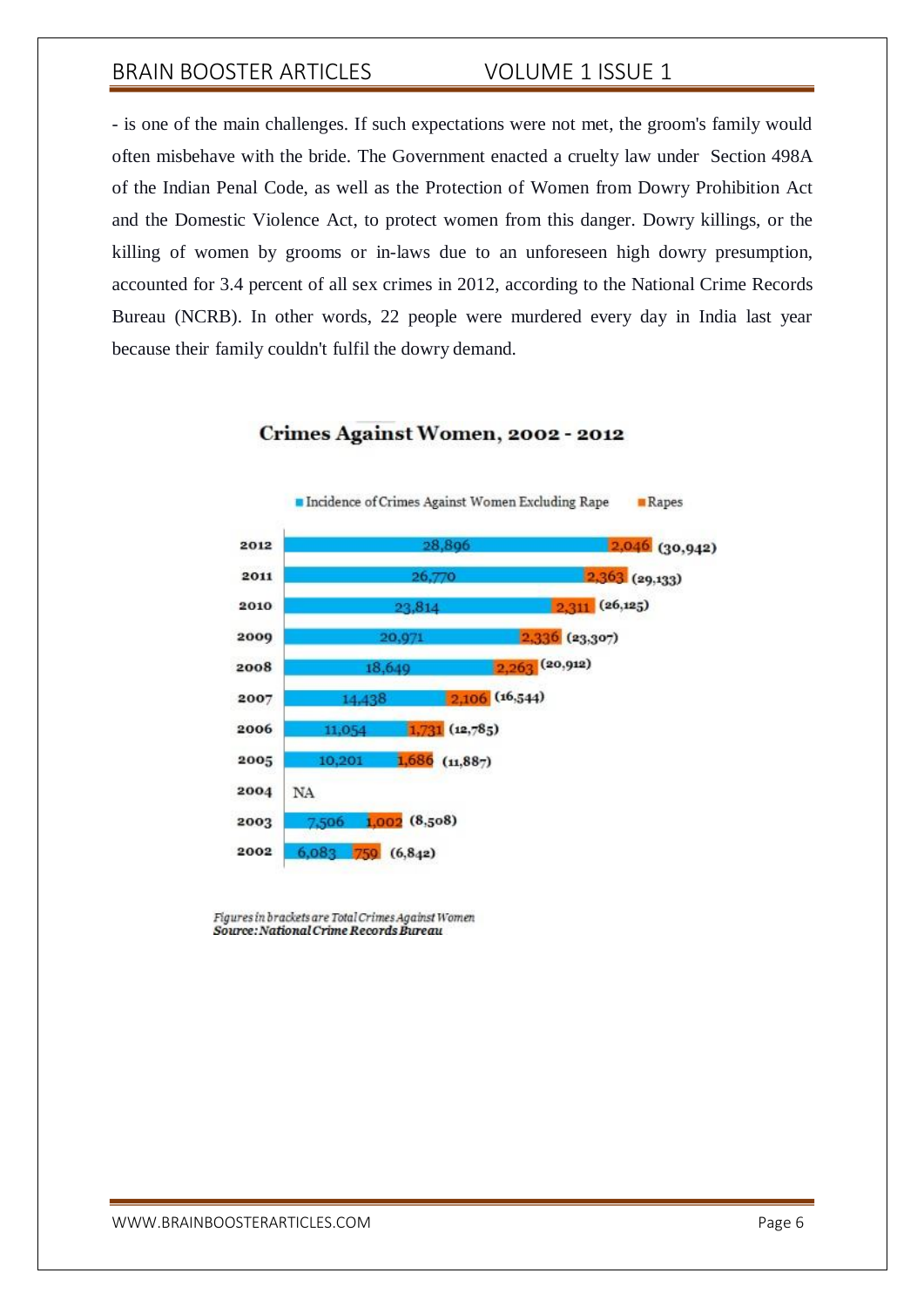- is one of the main challenges. If such expectations were not met, the groom's family would often misbehave with the bride. The Government enacted a cruelty law under Section 498A of the Indian Penal Code, as well as the Protection of Women from Dowry Prohibition Act and the Domestic Violence Act, to protect women from this danger. Dowry killings, or the killing of women by grooms or in-laws due to an unforeseen high dowry presumption, accounted for 3.4 percent of all sex crimes in 2012, according to the National Crime Records Bureau (NCRB). In other words, 22 people were murdered every day in India last year because their family couldn't fulfil the dowry demand.

**Crimes Against Women, 2002 - 2012**

Incidence of Crimes Against Women Excluding Rape
Rapes

2012 28,896 2,046 (30,942)
2011 26,770 2,363 (29,133)
2010 23,814 2,311 (26,125)
2009 20,971 2,336 (23,307)
2008 18,649 2,263 (20,912)
2007 14,438 2,106 (16,544)
2006 11,054 1,731 (12,785)
2005 10,201 1,686 (11,887)
2004 NA
2003 7,506 1,002 (8,508)
2002 6,083 759 (6,842)

*Figures in brackets are Total Crimes Against Women*
***Source: National Crime Records Bureau***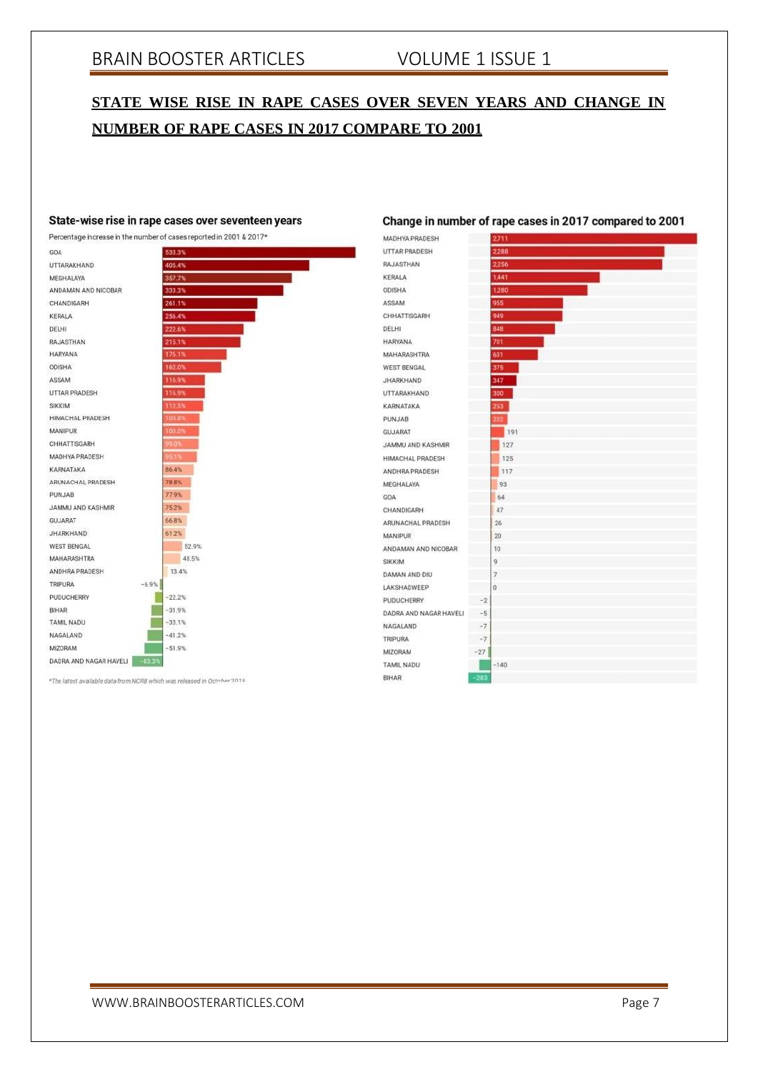## STATE WISE RISE IN RAPE CASES OVER SEVEN YEARS AND CHANGE IN NUMBER OF RAPE CASES IN 2017 COMPARE TO 2001

**State-wise rise in rape cases over seventeen years**

Percentage increase in the number of cases reported in 2001 & 2017*

GOA 533.3%
UTTARAKHAND 405.4%
MEGHALAYA 357.7%
ANDAMAN AND NICOBAR 333.3%
CHANDIGARH 261.1%
KERALA 256.4%
DELHI 222.6%
RAJASTHAN 215.1%
HARYANA 176.1%
ODISHA 162.0%
ASSAM 116.9%
UTTAR PRADESH 116.9%
SIKKIM 112.5%
HIMACHAL PRADESH 100.8%
MANIPUR 100.0%
CHHATTISGARH 99.0%
MADHYA PRADESH 95.1%
KARNATAKA 86.4%
ARUNACHAL PRADESH 78.8%
PUNJAB 77.9%
JAMMU AND KASHMIR 75.2%
GUJARAT 66.8%
JHARKHAND 61.2%
WEST BENGAL 52.9%
MAHARASHTRA 48.5%
ANDHRA PRADESH 13.4%
TRIPURA -5.9%
PUDUCHERRY -22.2%
BIHAR -31.9%
TAMIL NADU -33.1%
NAGALAND -41.2%
MIZORAM -51.9%
DADRA AND NAGAR HAVELI -83.3%

*The latest available data from NCRB which was released in October 2019

**Change in number of rape cases in 2017 compared to 2001**

MADHYA PRADESH 2,711
UTTAR PRADESH 2,288
RAJASTHAN 2,256
KERALA 1,441
ODISHA 1,280
ASSAM 955
CHHATTISGARH 949
DELHI 848
HARYANA 701
MAHARASHTRA 631
WEST BENGAL 375
JHARKHAND 347
UTTARAKHAND 300
KARNATAKA 253
PUNJAB 232
GUJARAT 191
JAMMU AND KASHMIR 127
HIMACHAL PRADESH 125
ANDHRA PRADESH 117
MEGHALAYA 93
GOA 64
CHANDIGARH 47
ARUNACHAL PRADESH 26
MANIPUR 20
ANDAMAN AND NICOBAR 10
SIKKIM 9
DAMAN AND DIU 7
LAKSHADWEEP 0
PUDUCHERRY -2
DADRA AND NAGAR HAVELI -5
NAGALAND -7
TRIPURA -7
MIZORAM -27
TAMIL NADU -140
BIHAR -283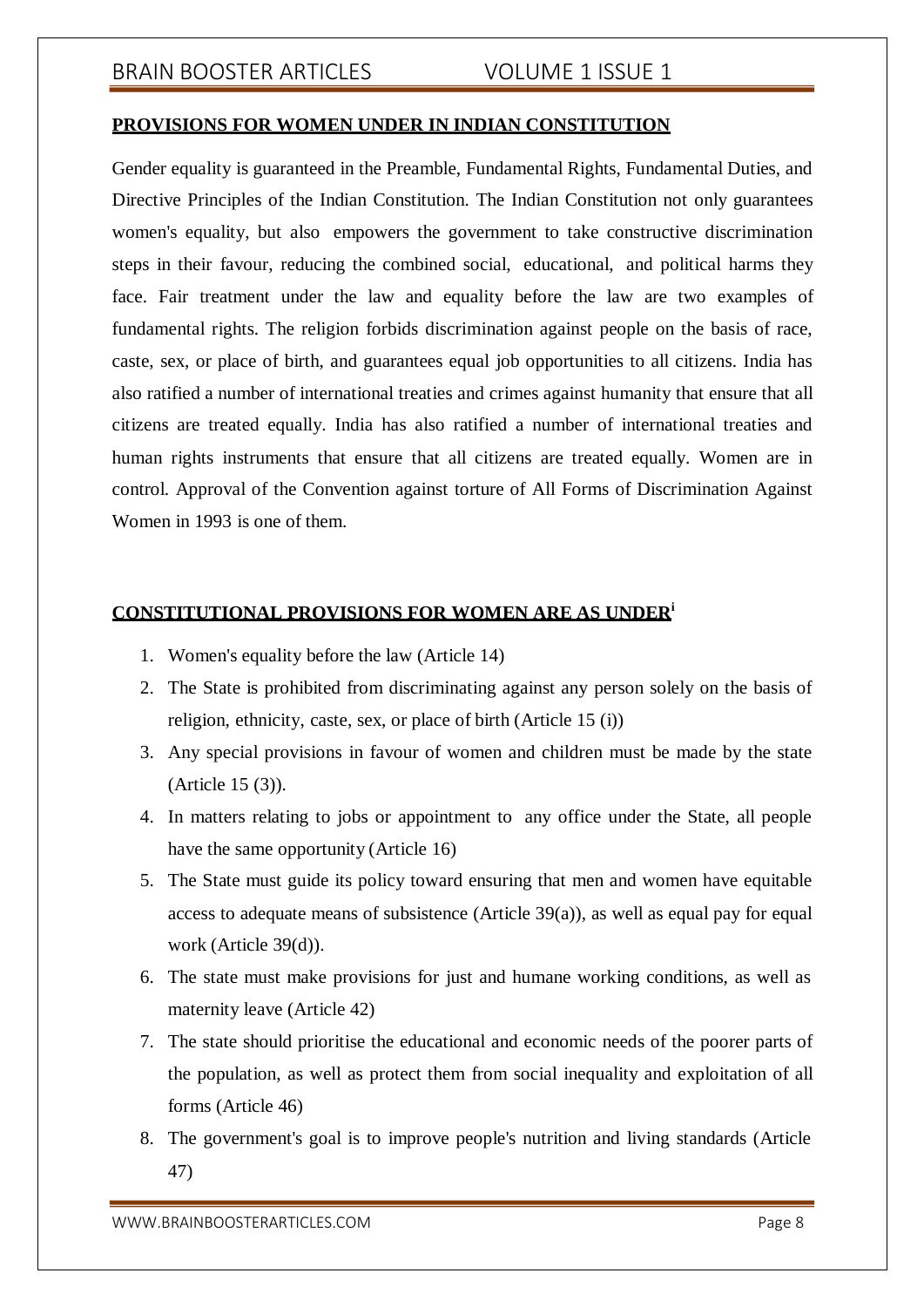**PROVISIONS FOR WOMEN UNDER IN INDIAN CONSTITUTION**

Gender equality is guaranteed in the Preamble, Fundamental Rights, Fundamental Duties, and Directive Principles of the Indian Constitution. The Indian Constitution not only guarantees women's equality, but also empowers the government to take constructive discrimination steps in their favour, reducing the combined social, educational, and political harms they face. Fair treatment under the law and equality before the law are two examples of fundamental rights. The religion forbids discrimination against people on the basis of race, caste, sex, or place of birth, and guarantees equal job opportunities to all citizens. India has also ratified a number of international treaties and crimes against humanity that ensure that all citizens are treated equally. India has also ratified a number of international treaties and human rights instruments that ensure that all citizens are treated equally. Women are in control. Approval of the Convention against torture of All Forms of Discrimination Against Women in 1993 is one of them.

**CONSTITUTIONAL PROVISIONS FOR WOMEN ARE AS UNDER**[i]

1. Women's equality before the law (Article 14)
2. The State is prohibited from discriminating against any person solely on the basis of religion, ethnicity, caste, sex, or place of birth (Article 15 (i))
3. Any special provisions in favour of women and children must be made by the state (Article 15 (3)).
4. In matters relating to jobs or appointment to any office under the State, all people have the same opportunity (Article 16)
5. The State must guide its policy toward ensuring that men and women have equitable access to adequate means of subsistence (Article 39(a)), as well as equal pay for equal work (Article 39(d)).
6. The state must make provisions for just and humane working conditions, as well as maternity leave (Article 42)
7. The state should prioritise the educational and economic needs of the poorer parts of the population, as well as protect them from social inequality and exploitation of all forms (Article 46)
8. The government's goal is to improve people's nutrition and living standards (Article 47)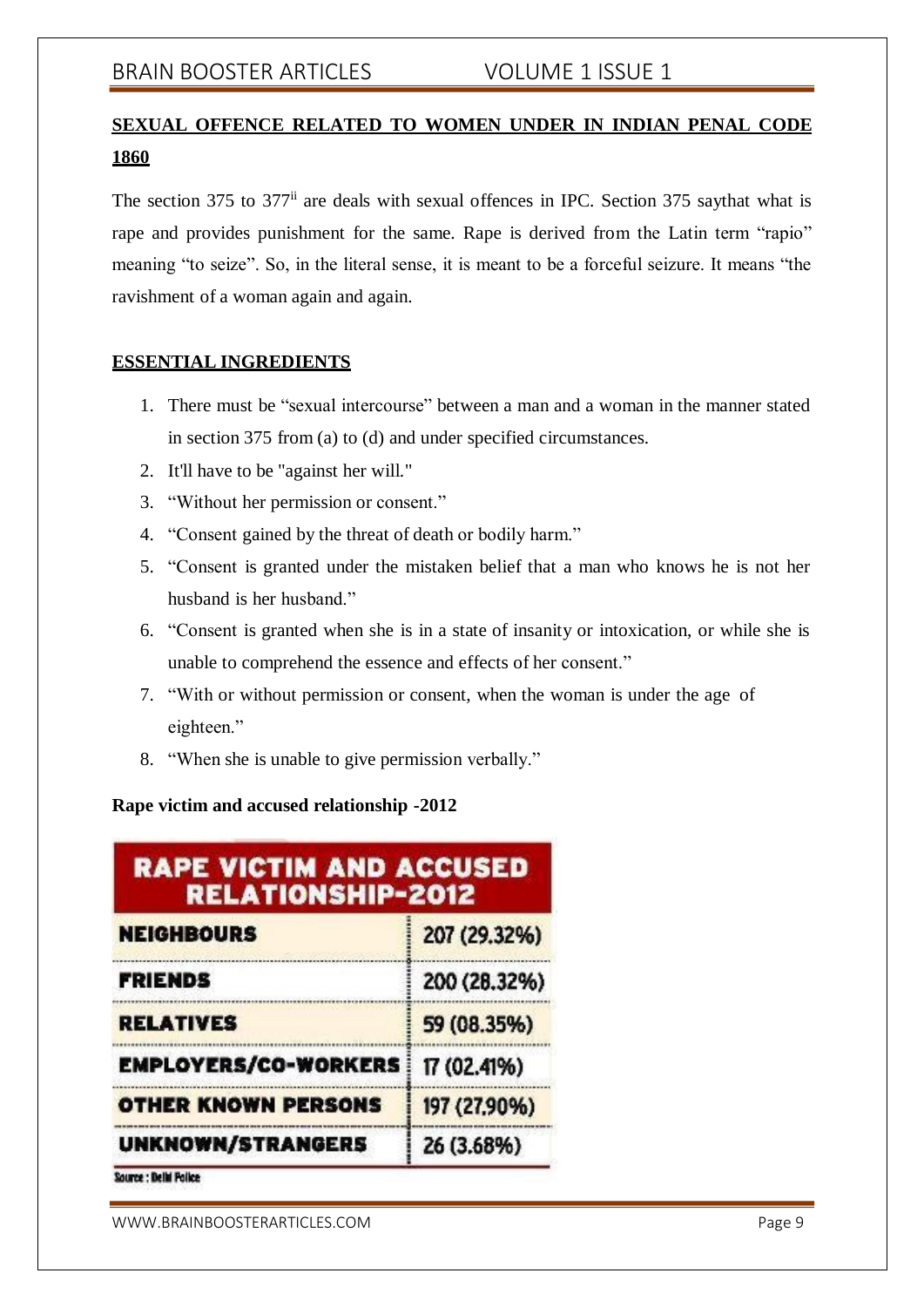## SEXUAL OFFENCE RELATED TO WOMEN UNDER IN INDIAN PENAL CODE 1860

The section 375 to 377[ii] are deals with sexual offences in IPC. Section 375 saythat what is rape and provides punishment for the same. Rape is derived from the Latin term "rapio" meaning "to seize". So, in the literal sense, it is meant to be a forceful seizure. It means "the ravishment of a woman again and again.

## ESSENTIAL INGREDIENTS

1. There must be "sexual intercourse" between a man and a woman in the manner stated in section 375 from (a) to (d) and under specified circumstances.
2. It'll have to be "against her will."
3. "Without her permission or consent."
4. "Consent gained by the threat of death or bodily harm."
5. "Consent is granted under the mistaken belief that a man who knows he is not her husband is her husband."
6. "Consent is granted when she is in a state of insanity or intoxication, or while she is unable to comprehend the essence and effects of her consent."
7. "With or without permission or consent, when the woman is under the age of eighteen."
8. "When she is unable to give permission verbally."

**Rape victim and accused relationship -2012**

| RAPE VICTIM AND ACCUSED RELATIONSHIP-2012 | |
|---|---|
| NEIGHBOURS | 207 (29.32%) |
| FRIENDS | 200 (28.32%) |
| RELATIVES | 59 (08.35%) |
| EMPLOYERS/CO-WORKERS | 17 (02.41%) |
| OTHER KNOWN PERSONS | 197 (27.90%) |
| UNKNOWN/STRANGERS | 26 (3.68%) |

Source : Delhi Police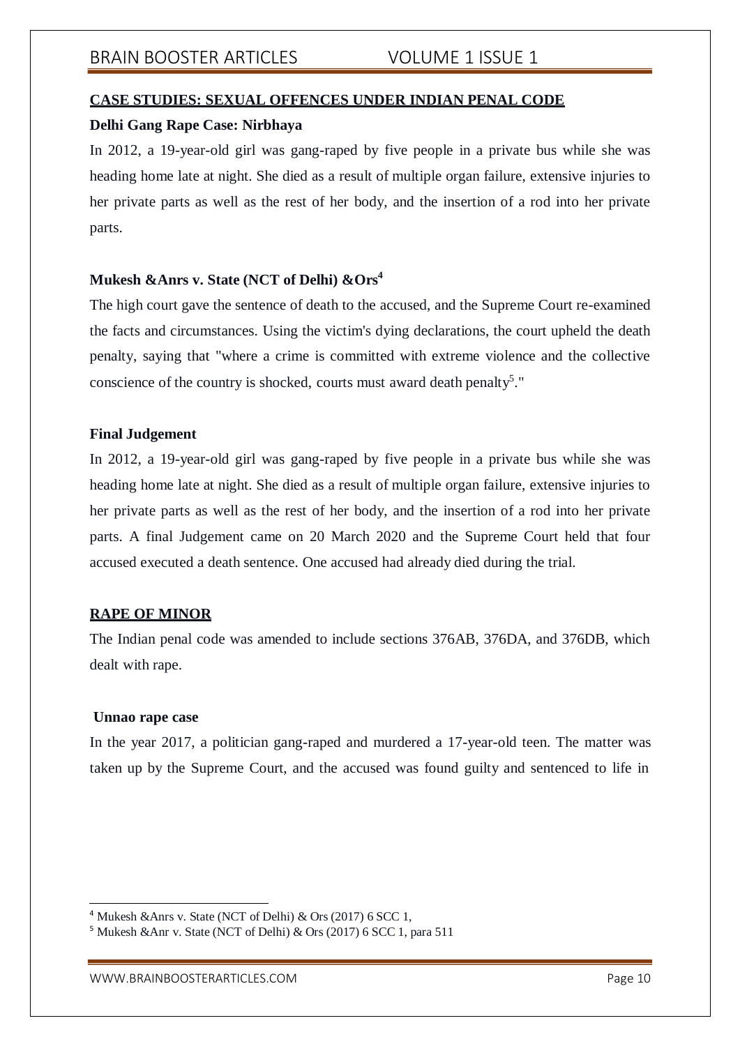**CASE STUDIES: SEXUAL OFFENCES UNDER INDIAN PENAL CODE**

**Delhi Gang Rape Case: Nirbhaya**

In 2012, a 19-year-old girl was gang-raped by five people in a private bus while she was heading home late at night. She died as a result of multiple organ failure, extensive injuries to her private parts as well as the rest of her body, and the insertion of a rod into her private parts.

**Mukesh &Anrs v. State (NCT of Delhi) &Ors[4]**

The high court gave the sentence of death to the accused, and the Supreme Court re-examined the facts and circumstances. Using the victim's dying declarations, the court upheld the death penalty, saying that "where a crime is committed with extreme violence and the collective conscience of the country is shocked, courts must award death penalty[5]."

**Final Judgement**

In 2012, a 19-year-old girl was gang-raped by five people in a private bus while she was heading home late at night. She died as a result of multiple organ failure, extensive injuries to her private parts as well as the rest of her body, and the insertion of a rod into her private parts. A final Judgement came on 20 March 2020 and the Supreme Court held that four accused executed a death sentence. One accused had already died during the trial.

**RAPE OF MINOR**

The Indian penal code was amended to include sections 376AB, 376DA, and 376DB, which dealt with rape.

**Unnao rape case**

In the year 2017, a politician gang-raped and murdered a 17-year-old teen. The matter was taken up by the Supreme Court, and the accused was found guilty and sentenced to life in

---

[4] Mukesh &Anrs v. State (NCT of Delhi) & Ors (2017) 6 SCC 1,

[5] Mukesh &Anr v. State (NCT of Delhi) & Ors (2017) 6 SCC 1, para 511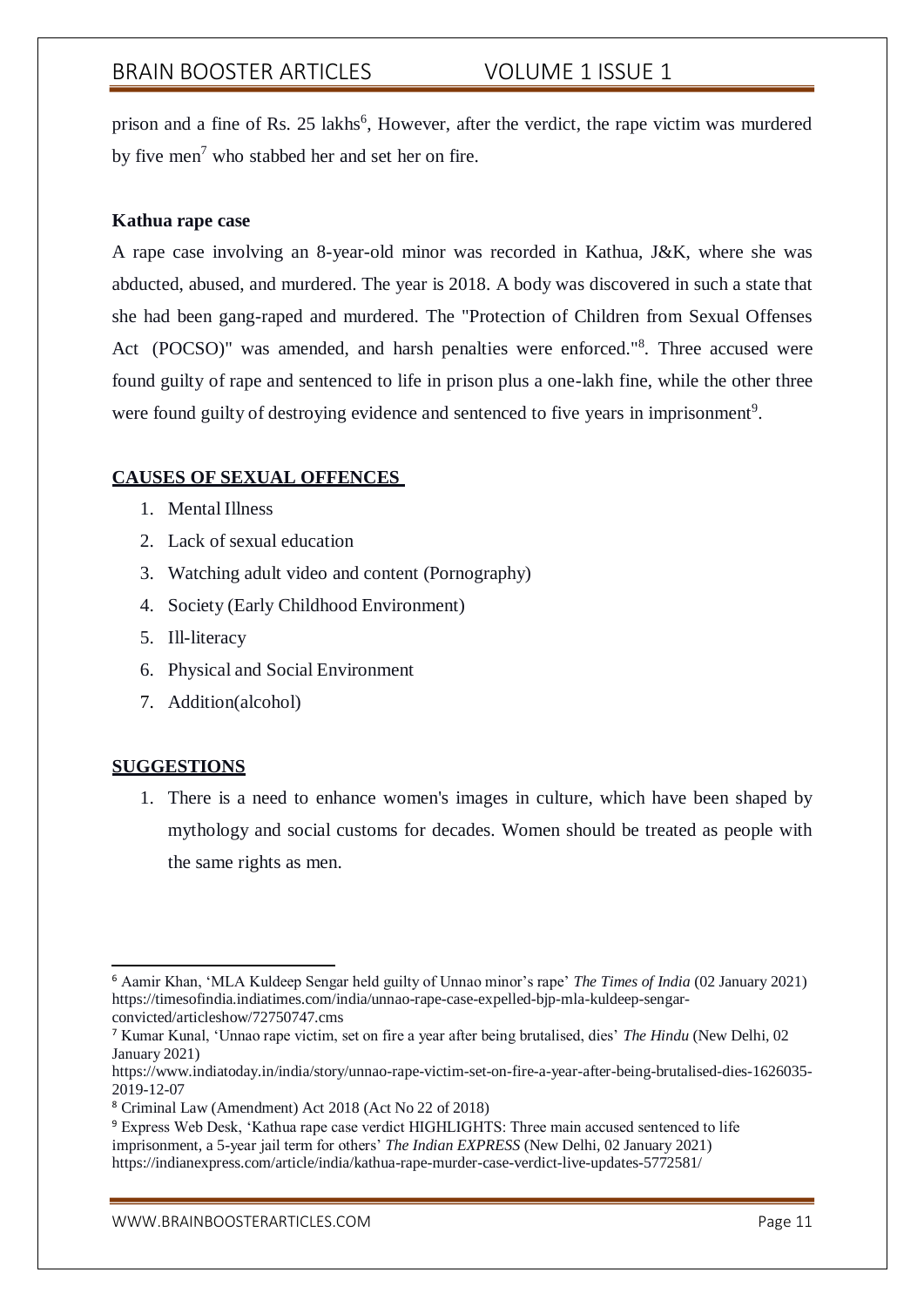prison and a fine of Rs. 25 lakhs[6], However, after the verdict, the rape victim was murdered by five men[7] who stabbed her and set her on fire.

**Kathua rape case**

A rape case involving an 8-year-old minor was recorded in Kathua, J&K, where she was abducted, abused, and murdered. The year is 2018. A body was discovered in such a state that she had been gang-raped and murdered. The "Protection of Children from Sexual Offenses Act (POCSO)" was amended, and harsh penalties were enforced."[8]. Three accused were found guilty of rape and sentenced to life in prison plus a one-lakh fine, while the other three were found guilty of destroying evidence and sentenced to five years in imprisonment[9].

**CAUSES OF SEXUAL OFFENCES**

1. Mental Illness
2. Lack of sexual education
3. Watching adult video and content (Pornography)
4. Society (Early Childhood Environment)
5. Ill-literacy
6. Physical and Social Environment
7. Addition(alcohol)

**SUGGESTIONS**

1. There is a need to enhance women's images in culture, which have been shaped by mythology and social customs for decades. Women should be treated as people with the same rights as men.

---

[6] Aamir Khan, 'MLA Kuldeep Sengar held guilty of Unnao minor's rape' *The Times of India* (02 January 2021) https://timesofindia.indiatimes.com/india/unnao-rape-case-expelled-bjp-mla-kuldeep-sengar-convicted/articleshow/72750747.cms

[7] Kumar Kunal, 'Unnao rape victim, set on fire a year after being brutalised, dies' *The Hindu* (New Delhi, 02 January 2021) https://www.indiatoday.in/india/story/unnao-rape-victim-set-on-fire-a-year-after-being-brutalised-dies-1626035-2019-12-07

[8] Criminal Law (Amendment) Act 2018 (Act No 22 of 2018)

[9] Express Web Desk, 'Kathua rape case verdict HIGHLIGHTS: Three main accused sentenced to life imprisonment, a 5-year jail term for others' *The Indian EXPRESS* (New Delhi, 02 January 2021) https://indianexpress.com/article/india/kathua-rape-murder-case-verdict-live-updates-5772581/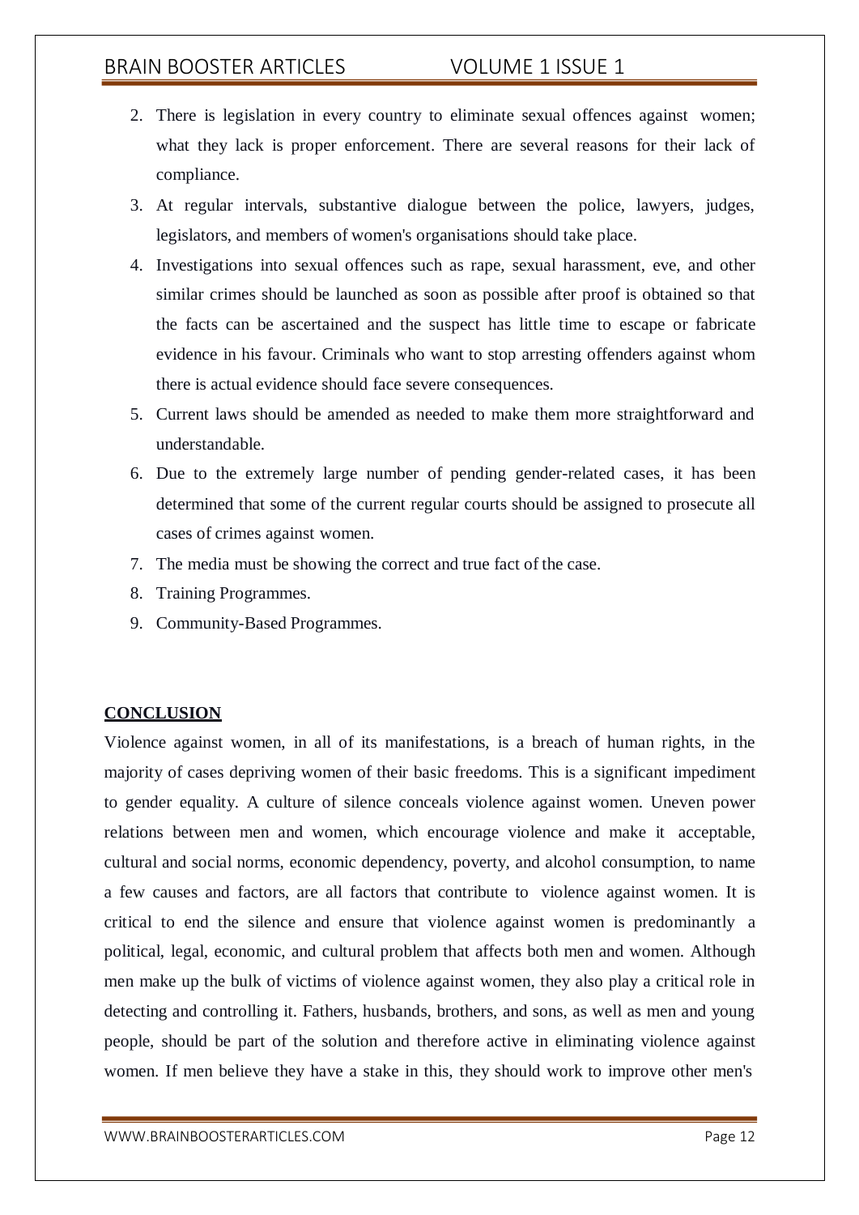2. There is legislation in every country to eliminate sexual offences against women; what they lack is proper enforcement. There are several reasons for their lack of compliance.
3. At regular intervals, substantive dialogue between the police, lawyers, judges, legislators, and members of women's organisations should take place.
4. Investigations into sexual offences such as rape, sexual harassment, eve, and other similar crimes should be launched as soon as possible after proof is obtained so that the facts can be ascertained and the suspect has little time to escape or fabricate evidence in his favour. Criminals who want to stop arresting offenders against whom there is actual evidence should face severe consequences.
5. Current laws should be amended as needed to make them more straightforward and understandable.
6. Due to the extremely large number of pending gender-related cases, it has been determined that some of the current regular courts should be assigned to prosecute all cases of crimes against women.
7. The media must be showing the correct and true fact of the case.
8. Training Programmes.
9. Community-Based Programmes.

## CONCLUSION

Violence against women, in all of its manifestations, is a breach of human rights, in the majority of cases depriving women of their basic freedoms. This is a significant impediment to gender equality. A culture of silence conceals violence against women. Uneven power relations between men and women, which encourage violence and make it acceptable, cultural and social norms, economic dependency, poverty, and alcohol consumption, to name a few causes and factors, are all factors that contribute to violence against women. It is critical to end the silence and ensure that violence against women is predominantly a political, legal, economic, and cultural problem that affects both men and women. Although men make up the bulk of victims of violence against women, they also play a critical role in detecting and controlling it. Fathers, husbands, brothers, and sons, as well as men and young people, should be part of the solution and therefore active in eliminating violence against women. If men believe they have a stake in this, they should work to improve other men's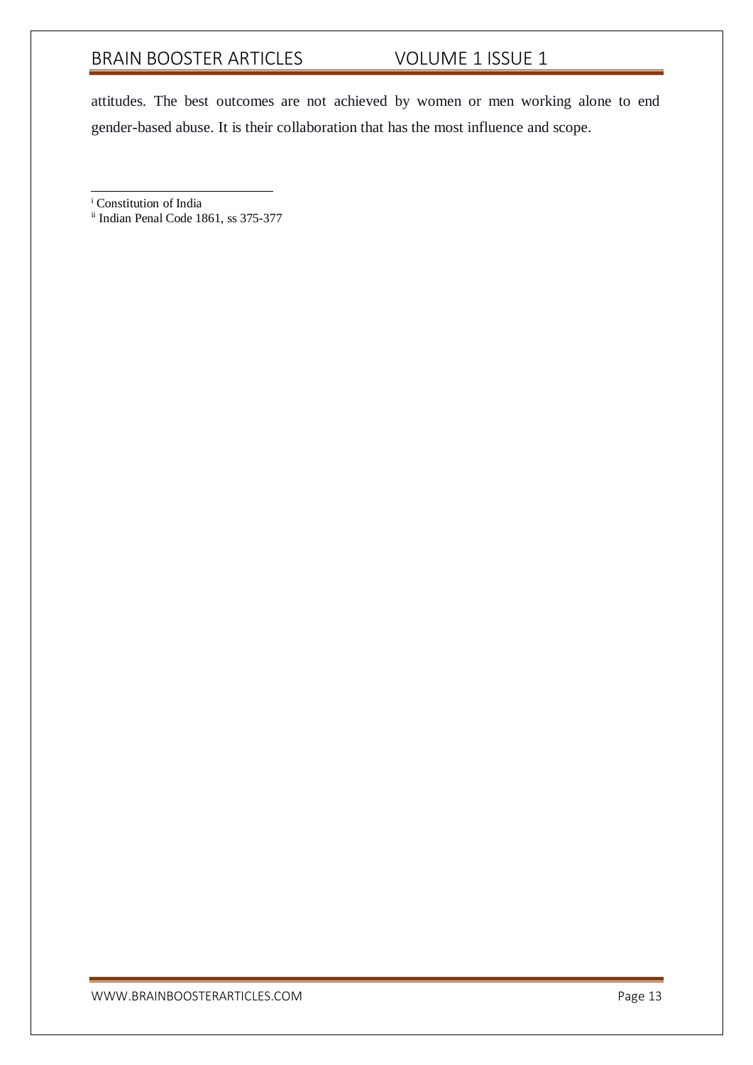attitudes. The best outcomes are not achieved by women or men working alone to end gender-based abuse. It is their collaboration that has the most influence and scope.

---

[i] Constitution of India

[ii] Indian Penal Code 1861, ss 375-377